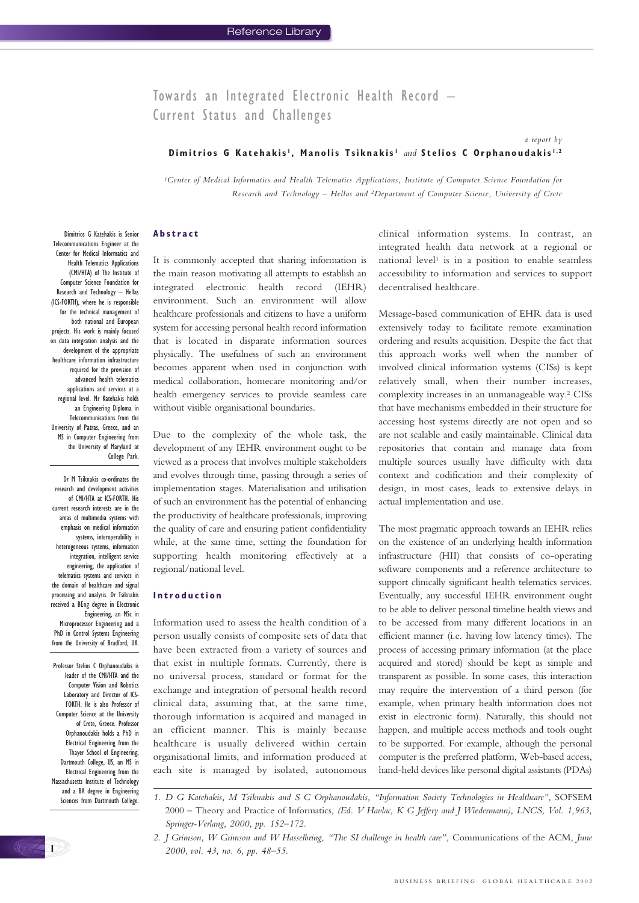# Towards an Integrated Electronic Health Record – Current Status and Challenges

*a report by*

**Dimitrios G Katehakis**[1], **Manolis Tsiknakis**[1] *and* **Stelios C Orphanoudakis**[1,2]

*[1]Center of Medical Informatics and Health Telematics Applications, Institute of Computer Science Foundation for Research and Technology – Hellas and [2]Department of Computer Science, University of Crete*

Dimitrios G Katehakis is Senior Telecommunications Engineer at the Center for Medical Informatics and Health Telematics Applications (CMI/HTA) of The Institute of Computer Science Foundation for Research and Technology – Hellas (ICS-FORTH), where he is responsible for the technical management of both national and European projects. His work is mainly focused on data integration analysis and the development of the appropriate healthcare information infrastructure required for the provision of advanced health telematics applications and services at a regional level. Mr Katehakis holds an Engineering Diploma in Telecommunications from the University of Patras, Greece, and an MS in Computer Engineering from the University of Maryland at College Park.

Dr M Tsiknakis co-ordinates the research and development activities of CMI/HTA at ICS-FORTH. His current research interests are in the areas of multimedia systems with emphasis on medical information systems, interoperability in heterogeneous systems, information integration, intelligent service engineering, the application of telematics systems and services in the domain of healthcare and signal processing and analysis. Dr Tsiknakis received a BEng degree in Electronic Engineering, an MSc in Microprocessor Engineering and a PhD in Control Systems Engineering from the University of Bradford, UK.

Professor Stelios C Orphanoudakis is leader of the CMI/HTA and the Computer Vision and Robotics Laboratory and Director of ICS-FORTH. He is also Professor of Computer Science at the University of Crete, Greece. Professor Orphanoudakis holds a PhD in Electrical Engineering from the Thayer School of Engineering, Dartmouth College, US, an MS in Electrical Engineering from the Massachusetts Institute of Technology and a BA degree in Engineering Sciences from Dartmouth College.

## Abstract

It is commonly accepted that sharing information is the main reason motivating all attempts to establish an integrated electronic health record (IEHR) environment. Such an environment will allow healthcare professionals and citizens to have a uniform system for accessing personal health record information that is located in disparate information sources physically. The usefulness of such an environment becomes apparent when used in conjunction with medical collaboration, homecare monitoring and/or health emergency services to provide seamless care without visible organisational boundaries.

Due to the complexity of the whole task, the development of any IEHR environment ought to be viewed as a process that involves multiple stakeholders and evolves through time, passing through a series of implementation stages. Materialisation and utilisation of such an environment has the potential of enhancing the productivity of healthcare professionals, improving the quality of care and ensuring patient confidentiality while, at the same time, setting the foundation for supporting health monitoring effectively at a regional/national level.

## Introduction

Information used to assess the health condition of a person usually consists of composite sets of data that have been extracted from a variety of sources and that exist in multiple formats. Currently, there is no universal process, standard or format for the exchange and integration of personal health record clinical data, assuming that, at the same time, thorough information is acquired and managed in an efficient manner. This is mainly because healthcare is usually delivered within certain organisational limits, and information produced at each site is managed by isolated, autonomous clinical information systems. In contrast, an integrated health data network at a regional or national level[1] is in a position to enable seamless accessibility to information and services to support decentralised healthcare.

Message-based communication of EHR data is used extensively today to facilitate remote examination ordering and results acquisition. Despite the fact that this approach works well when the number of involved clinical information systems (CISs) is kept relatively small, when their number increases, complexity increases in an unmanageable way.[2] CISs that have mechanisms embedded in their structure for accessing host systems directly are not open and so are not scalable and easily maintainable. Clinical data repositories that contain and manage data from multiple sources usually have difficulty with data context and codification and their complexity of design, in most cases, leads to extensive delays in actual implementation and use.

The most pragmatic approach towards an IEHR relies on the existence of an underlying health information infrastructure (HII) that consists of co-operating software components and a reference architecture to support clinically significant health telematics services. Eventually, any successful IEHR environment ought to be able to deliver personal timeline health views and to be accessed from many different locations in an efficient manner (i.e. having low latency times). The process of accessing primary information (at the place acquired and stored) should be kept as simple and transparent as possible. In some cases, this interaction may require the intervention of a third person (for example, when primary health information does not exist in electronic form). Naturally, this should not happen, and multiple access methods and tools ought to be supported. For example, although the personal computer is the preferred platform, Web-based access, hand-held devices like personal digital assistants (PDAs)

1. *D G Katehakis, M Tsiknakis and S C Orphanoudakis, "Information Society Technologies in Healthcare",* SOFSEM 2000 – Theory and Practice of Informatics, *(Ed. V Havlac, K G Jeffery and J Wiedermann), LNCS, Vol. 1,963, Springer-Verlag, 2000, pp. 152–172.*
2. *J Grimson, W Grimson and W Hasselbring, "The SI challenge in health care",* Communications of the ACM, *June 2000, vol. 43, no. 6, pp. 48–55.*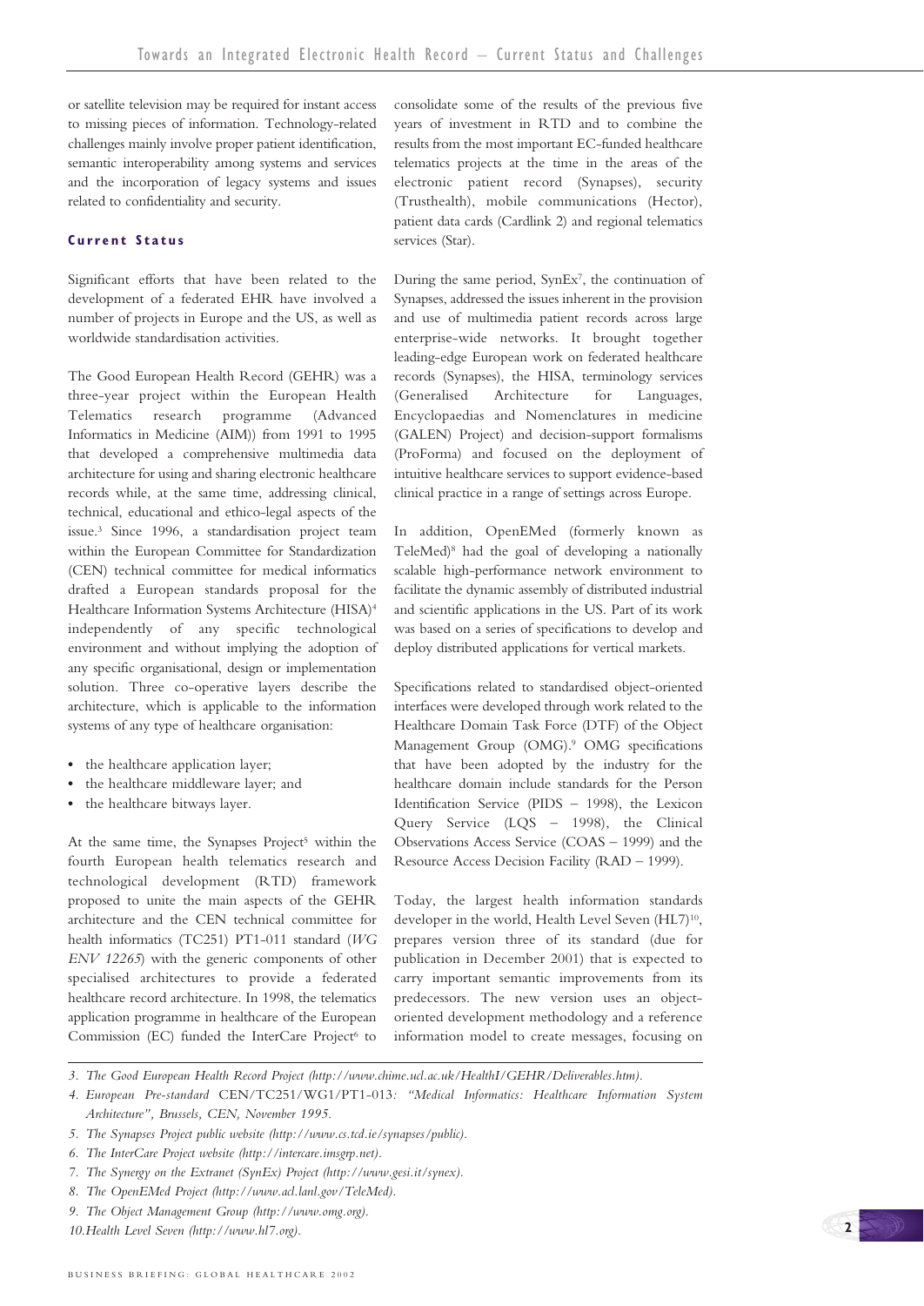or satellite television may be required for instant access to missing pieces of information. Technology-related challenges mainly involve proper patient identification, semantic interoperability among systems and services and the incorporation of legacy systems and issues related to confidentiality and security.

### Current Status

Significant efforts that have been related to the development of a federated EHR have involved a number of projects in Europe and the US, as well as worldwide standardisation activities.

The Good European Health Record (GEHR) was a three-year project within the European Health Telematics research programme (Advanced Informatics in Medicine (AIM)) from 1991 to 1995 that developed a comprehensive multimedia data architecture for using and sharing electronic healthcare records while, at the same time, addressing clinical, technical, educational and ethico-legal aspects of the issue.[3] Since 1996, a standardisation project team within the European Committee for Standardization (CEN) technical committee for medical informatics drafted a European standards proposal for the Healthcare Information Systems Architecture (HISA)[4] independently of any specific technological environment and without implying the adoption of any specific organisational, design or implementation solution. Three co-operative layers describe the architecture, which is applicable to the information systems of any type of healthcare organisation:

- the healthcare application layer;
- the healthcare middleware layer; and
- the healthcare bitways layer.

At the same time, the Synapses Project[5] within the fourth European health telematics research and technological development (RTD) framework proposed to unite the main aspects of the GEHR architecture and the CEN technical committee for health informatics (TC251) PT1-011 standard (*WG ENV 12265*) with the generic components of other specialised architectures to provide a federated healthcare record architecture. In 1998, the telematics application programme in healthcare of the European Commission (EC) funded the InterCare Project[6] to consolidate some of the results of the previous five years of investment in RTD and to combine the results from the most important EC-funded healthcare telematics projects at the time in the areas of the electronic patient record (Synapses), security (Trusthealth), mobile communications (Hector), patient data cards (Cardlink 2) and regional telematics services (Star).

During the same period, SynEx[7], the continuation of Synapses, addressed the issues inherent in the provision and use of multimedia patient records across large enterprise-wide networks. It brought together leading-edge European work on federated healthcare records (Synapses), the HISA, terminology services (Generalised Architecture for Languages, Encyclopaedias and Nomenclatures in medicine (GALEN) Project) and decision-support formalisms (ProForma) and focused on the deployment of intuitive healthcare services to support evidence-based clinical practice in a range of settings across Europe.

In addition, OpenEMed (formerly known as TeleMed)[8] had the goal of developing a nationally scalable high-performance network environment to facilitate the dynamic assembly of distributed industrial and scientific applications in the US. Part of its work was based on a series of specifications to develop and deploy distributed applications for vertical markets.

Specifications related to standardised object-oriented interfaces were developed through work related to the Healthcare Domain Task Force (DTF) of the Object Management Group (OMG).[9] OMG specifications that have been adopted by the industry for the healthcare domain include standards for the Person Identification Service (PIDS – 1998), the Lexicon Query Service (LQS – 1998), the Clinical Observations Access Service (COAS – 1999) and the Resource Access Decision Facility (RAD – 1999).

Today, the largest health information standards developer in the world, Health Level Seven (HL7)[10], prepares version three of its standard (due for publication in December 2001) that is expected to carry important semantic improvements from its predecessors. The new version uses an object-oriented development methodology and a reference information model to create messages, focusing on

---

3. *The Good European Health Record Project (http://www.chime.ucl.ac.uk/HealthI/GEHR/Deliverables.htm).*
4. *European Pre-standard* CEN/TC251/WG1/PT1-013*: "Medical Informatics: Healthcare Information System Architecture", Brussels, CEN, November 1995.*
5. *The Synapses Project public website (http://www.cs.tcd.ie/synapses/public).*
6. *The InterCare Project website (http://intercare.imsgrp.net).*
7. *The Synergy on the Extranet (SynEx) Project (http://www.gesi.it/synex).*
8. *The OpenEMed Project (http://www.acl.lanl.gov/TeleMed).*
9. *The Object Management Group (http://www.omg.org).*
10. *Health Level Seven (http://www.hl7.org).*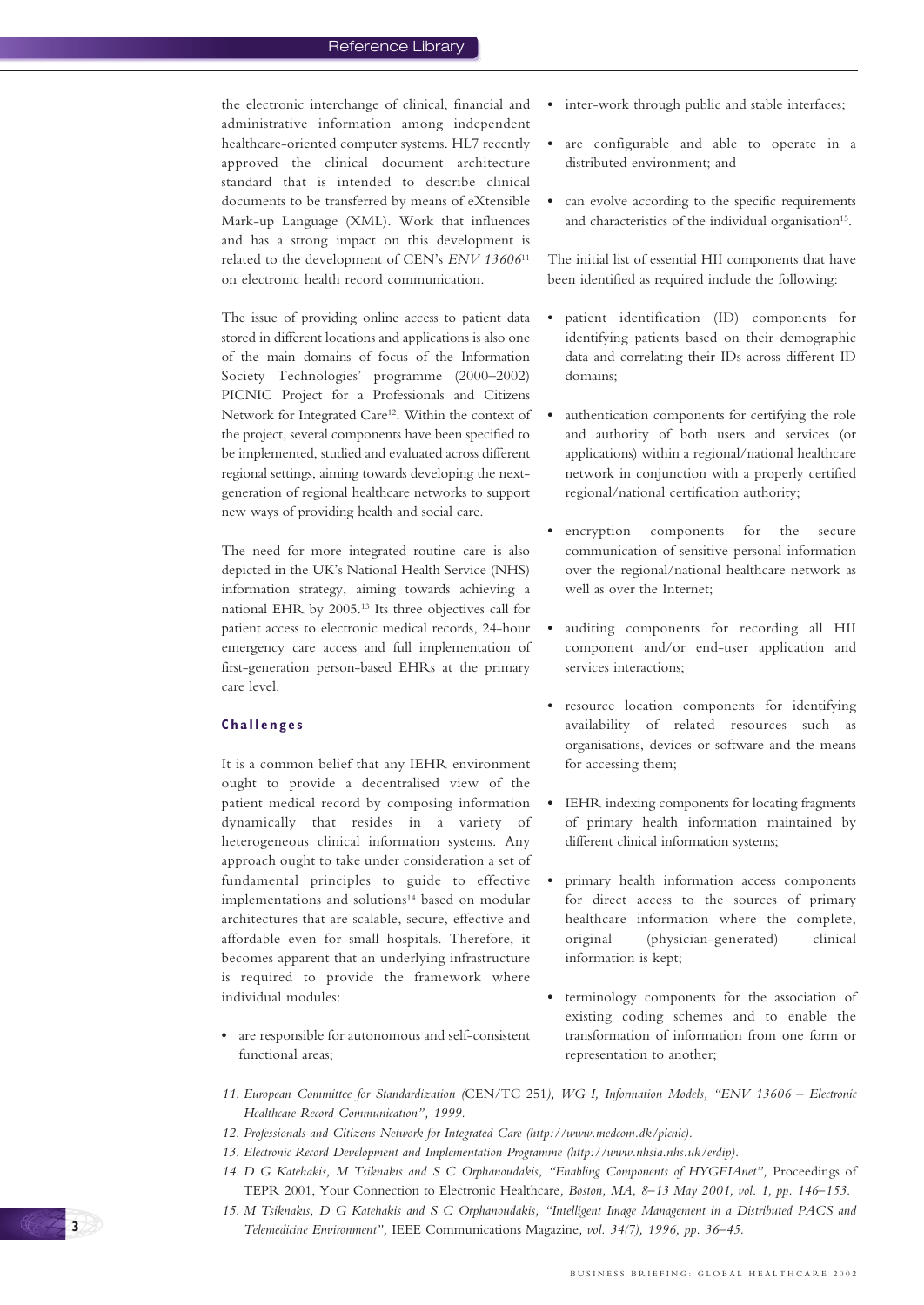the electronic interchange of clinical, financial and administrative information among independent healthcare-oriented computer systems. HL7 recently approved the clinical document architecture standard that is intended to describe clinical documents to be transferred by means of eXtensible Mark-up Language (XML). Work that influences and has a strong impact on this development is related to the development of CEN's *ENV 13606*[11] on electronic health record communication.

The issue of providing online access to patient data stored in different locations and applications is also one of the main domains of focus of the Information Society Technologies' programme (2000–2002) PICNIC Project for a Professionals and Citizens Network for Integrated Care[12]. Within the context of the project, several components have been specified to be implemented, studied and evaluated across different regional settings, aiming towards developing the next-generation of regional healthcare networks to support new ways of providing health and social care.

The need for more integrated routine care is also depicted in the UK's National Health Service (NHS) information strategy, aiming towards achieving a national EHR by 2005.[13] Its three objectives call for patient access to electronic medical records, 24-hour emergency care access and full implementation of first-generation person-based EHRs at the primary care level.

### Challenges

It is a common belief that any IEHR environment ought to provide a decentralised view of the patient medical record by composing information dynamically that resides in a variety of heterogeneous clinical information systems. Any approach ought to take under consideration a set of fundamental principles to guide to effective implementations and solutions[14] based on modular architectures that are scalable, secure, effective and affordable even for small hospitals. Therefore, it becomes apparent that an underlying infrastructure is required to provide the framework where individual modules:

- are responsible for autonomous and self-consistent functional areas;
- inter-work through public and stable interfaces;
- are configurable and able to operate in a distributed environment; and
- can evolve according to the specific requirements and characteristics of the individual organisation[15].

The initial list of essential HII components that have been identified as required include the following:

- patient identification (ID) components for identifying patients based on their demographic data and correlating their IDs across different ID domains;
- authentication components for certifying the role and authority of both users and services (or applications) within a regional/national healthcare network in conjunction with a properly certified regional/national certification authority;
- encryption components for the secure communication of sensitive personal information over the regional/national healthcare network as well as over the Internet;
- auditing components for recording all HII component and/or end-user application and services interactions;
- resource location components for identifying availability of related resources such as organisations, devices or software and the means for accessing them;
- IEHR indexing components for locating fragments of primary health information maintained by different clinical information systems;
- primary health information access components for direct access to the sources of primary healthcare information where the complete, original (physician-generated) clinical information is kept;
- terminology components for the association of existing coding schemes and to enable the transformation of information from one form or representation to another;

---

11. *European Committee for Standardization (*CEN/TC 251*), WG I, Information Models, "ENV 13606 – Electronic Healthcare Record Communication", 1999.*
12. *Professionals and Citizens Network for Integrated Care (http://www.medcom.dk/picnic).*
13. *Electronic Record Development and Implementation Programme (http://www.nhsia.nhs.uk/erdip).*
14. *D G Katehakis, M Tsiknakis and S C Orphanoudakis, "Enabling Components of HYGEIAnet",* Proceedings of TEPR 2001, Your Connection to Electronic Healthcare*, Boston, MA, 8–13 May 2001, vol. 1, pp. 146–153.*
15. *M Tsiknakis, D G Katehakis and S C Orphanoudakis, "Intelligent Image Management in a Distributed PACS and Telemedicine Environment",* IEEE Communications Magazine*, vol. 34(7), 1996, pp. 36–45.*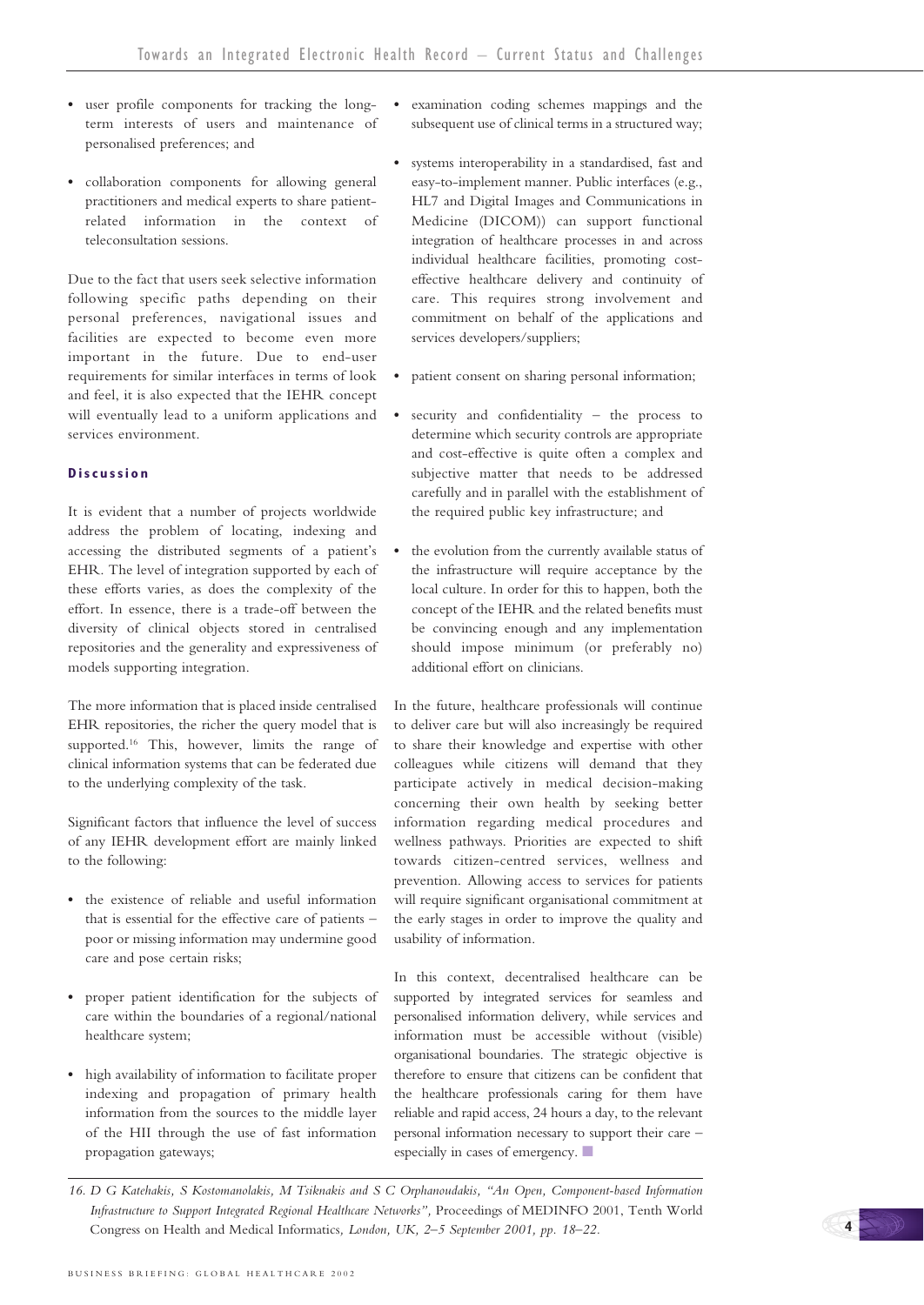- user profile components for tracking the long-term interests of users and maintenance of personalised preferences; and
- collaboration components for allowing general practitioners and medical experts to share patient-related information in the context of teleconsultation sessions.

Due to the fact that users seek selective information following specific paths depending on their personal preferences, navigational issues and facilities are expected to become even more important in the future. Due to end-user requirements for similar interfaces in terms of look and feel, it is also expected that the IEHR concept will eventually lead to a uniform applications and services environment.

## Discussion

It is evident that a number of projects worldwide address the problem of locating, indexing and accessing the distributed segments of a patient's EHR. The level of integration supported by each of these efforts varies, as does the complexity of the effort. In essence, there is a trade-off between the diversity of clinical objects stored in centralised repositories and the generality and expressiveness of models supporting integration.

The more information that is placed inside centralised EHR repositories, the richer the query model that is supported.[16] This, however, limits the range of clinical information systems that can be federated due to the underlying complexity of the task.

Significant factors that influence the level of success of any IEHR development effort are mainly linked to the following:

- the existence of reliable and useful information that is essential for the effective care of patients – poor or missing information may undermine good care and pose certain risks;
- proper patient identification for the subjects of care within the boundaries of a regional/national healthcare system;
- high availability of information to facilitate proper indexing and propagation of primary health information from the sources to the middle layer of the HII through the use of fast information propagation gateways;
- examination coding schemes mappings and the subsequent use of clinical terms in a structured way;
- systems interoperability in a standardised, fast and easy-to-implement manner. Public interfaces (e.g., HL7 and Digital Images and Communications in Medicine (DICOM)) can support functional integration of healthcare processes in and across individual healthcare facilities, promoting cost-effective healthcare delivery and continuity of care. This requires strong involvement and commitment on behalf of the applications and services developers/suppliers;
- patient consent on sharing personal information;
- security and confidentiality – the process to determine which security controls are appropriate and cost-effective is quite often a complex and subjective matter that needs to be addressed carefully and in parallel with the establishment of the required public key infrastructure; and
- the evolution from the currently available status of the infrastructure will require acceptance by the local culture. In order for this to happen, both the concept of the IEHR and the related benefits must be convincing enough and any implementation should impose minimum (or preferably no) additional effort on clinicians.

In the future, healthcare professionals will continue to deliver care but will also increasingly be required to share their knowledge and expertise with other colleagues while citizens will demand that they participate actively in medical decision-making concerning their own health by seeking better information regarding medical procedures and wellness pathways. Priorities are expected to shift towards citizen-centred services, wellness and prevention. Allowing access to services for patients will require significant organisational commitment at the early stages in order to improve the quality and usability of information.

In this context, decentralised healthcare can be supported by integrated services for seamless and personalised information delivery, while services and information must be accessible without (visible) organisational boundaries. The strategic objective is therefore to ensure that citizens can be confident that the healthcare professionals caring for them have reliable and rapid access, 24 hours a day, to the relevant personal information necessary to support their care – especially in cases of emergency. ■

---

*16. D G Katehakis, S Kostomanolakis, M Tsiknakis and S C Orphanoudakis, "An Open, Component-based Information Infrastructure to Support Integrated Regional Healthcare Networks",* Proceedings of MEDINFO 2001, Tenth World Congress on Health and Medical Informatics*, London, UK, 2–5 September 2001, pp. 18–22.*